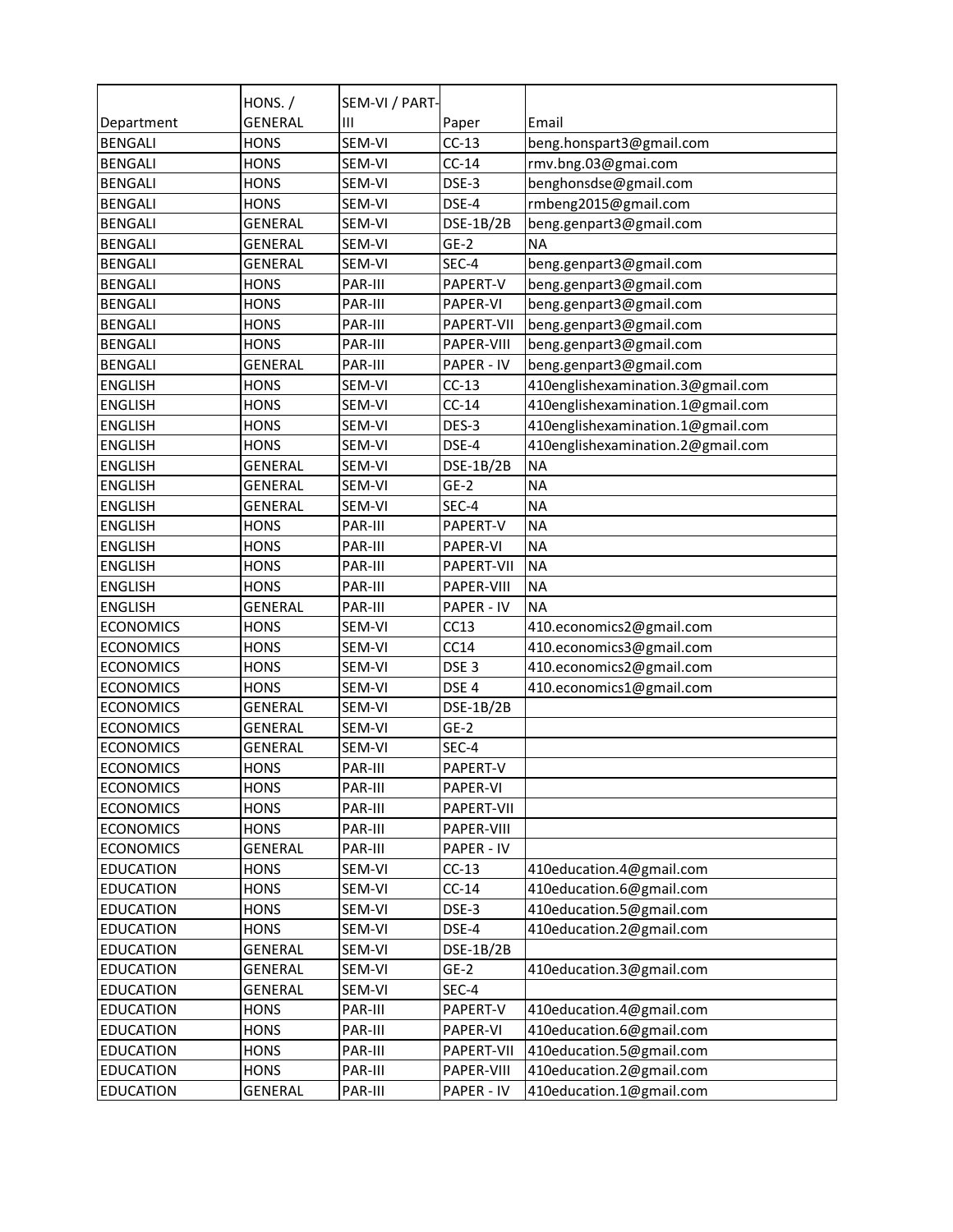| Department | HONS. / GENERAL | SEM-VI / PART-III | Paper | Email |
|---|---|---|---|---|
| BENGALI | HONS | SEM-VI | CC-13 | beng.honspart3@gmail.com |
| BENGALI | HONS | SEM-VI | CC-14 | rmv.bng.03@gmai.com |
| BENGALI | HONS | SEM-VI | DSE-3 | benghonsdse@gmail.com |
| BENGALI | HONS | SEM-VI | DSE-4 | rmbeng2015@gmail.com |
| BENGALI | GENERAL | SEM-VI | DSE-1B/2B | beng.genpart3@gmail.com |
| BENGALI | GENERAL | SEM-VI | GE-2 | NA |
| BENGALI | GENERAL | SEM-VI | SEC-4 | beng.genpart3@gmail.com |
| BENGALI | HONS | PAR-III | PAPERT-V | beng.genpart3@gmail.com |
| BENGALI | HONS | PAR-III | PAPER-VI | beng.genpart3@gmail.com |
| BENGALI | HONS | PAR-III | PAPERT-VII | beng.genpart3@gmail.com |
| BENGALI | HONS | PAR-III | PAPER-VIII | beng.genpart3@gmail.com |
| BENGALI | GENERAL | PAR-III | PAPER - IV | beng.genpart3@gmail.com |
| ENGLISH | HONS | SEM-VI | CC-13 | 410englishexamination.3@gmail.com |
| ENGLISH | HONS | SEM-VI | CC-14 | 410englishexamination.1@gmail.com |
| ENGLISH | HONS | SEM-VI | DES-3 | 410englishexamination.1@gmail.com |
| ENGLISH | HONS | SEM-VI | DSE-4 | 410englishexamination.2@gmail.com |
| ENGLISH | GENERAL | SEM-VI | DSE-1B/2B | NA |
| ENGLISH | GENERAL | SEM-VI | GE-2 | NA |
| ENGLISH | GENERAL | SEM-VI | SEC-4 | NA |
| ENGLISH | HONS | PAR-III | PAPERT-V | NA |
| ENGLISH | HONS | PAR-III | PAPER-VI | NA |
| ENGLISH | HONS | PAR-III | PAPERT-VII | NA |
| ENGLISH | HONS | PAR-III | PAPER-VIII | NA |
| ENGLISH | GENERAL | PAR-III | PAPER - IV | NA |
| ECONOMICS | HONS | SEM-VI | CC13 | 410.economics2@gmail.com |
| ECONOMICS | HONS | SEM-VI | CC14 | 410.economics3@gmail.com |
| ECONOMICS | HONS | SEM-VI | DSE 3 | 410.economics2@gmail.com |
| ECONOMICS | HONS | SEM-VI | DSE 4 | 410.economics1@gmail.com |
| ECONOMICS | GENERAL | SEM-VI | DSE-1B/2B | |
| ECONOMICS | GENERAL | SEM-VI | GE-2 | |
| ECONOMICS | GENERAL | SEM-VI | SEC-4 | |
| ECONOMICS | HONS | PAR-III | PAPERT-V | |
| ECONOMICS | HONS | PAR-III | PAPER-VI | |
| ECONOMICS | HONS | PAR-III | PAPERT-VII | |
| ECONOMICS | HONS | PAR-III | PAPER-VIII | |
| ECONOMICS | GENERAL | PAR-III | PAPER - IV | |
| EDUCATION | HONS | SEM-VI | CC-13 | 410education.4@gmail.com |
| EDUCATION | HONS | SEM-VI | CC-14 | 410education.6@gmail.com |
| EDUCATION | HONS | SEM-VI | DSE-3 | 410education.5@gmail.com |
| EDUCATION | HONS | SEM-VI | DSE-4 | 410education.2@gmail.com |
| EDUCATION | GENERAL | SEM-VI | DSE-1B/2B | |
| EDUCATION | GENERAL | SEM-VI | GE-2 | 410education.3@gmail.com |
| EDUCATION | GENERAL | SEM-VI | SEC-4 | |
| EDUCATION | HONS | PAR-III | PAPERT-V | 410education.4@gmail.com |
| EDUCATION | HONS | PAR-III | PAPER-VI | 410education.6@gmail.com |
| EDUCATION | HONS | PAR-III | PAPERT-VII | 410education.5@gmail.com |
| EDUCATION | HONS | PAR-III | PAPER-VIII | 410education.2@gmail.com |
| EDUCATION | GENERAL | PAR-III | PAPER - IV | 410education.1@gmail.com |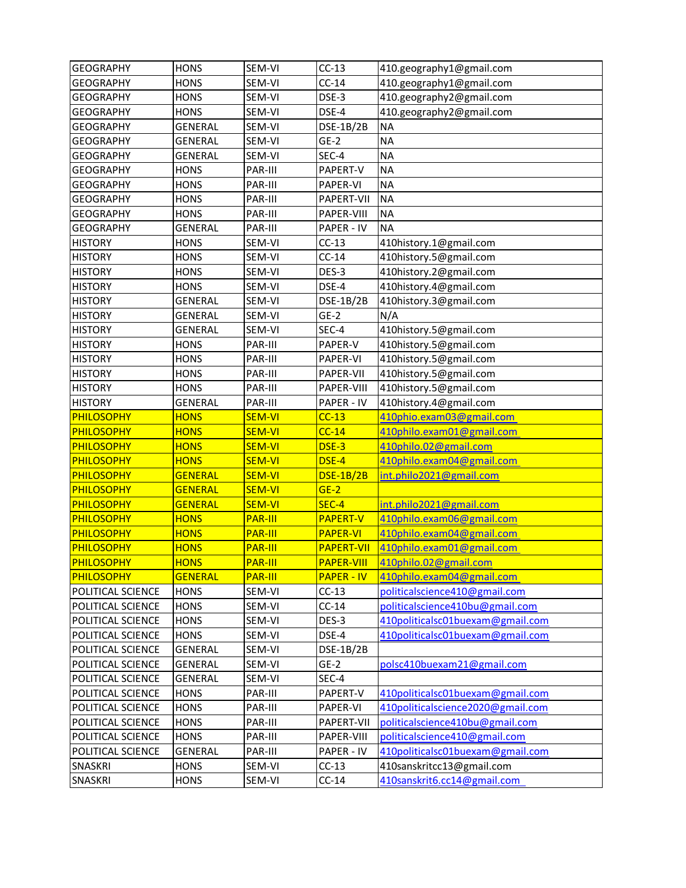| GEOGRAPHY | HONS | SEM-VI | CC-13 | 410.geography1@gmail.com |
|---|---|---|---|---|
| GEOGRAPHY | HONS | SEM-VI | CC-14 | 410.geography1@gmail.com |
| GEOGRAPHY | HONS | SEM-VI | DSE-3 | 410.geography2@gmail.com |
| GEOGRAPHY | HONS | SEM-VI | DSE-4 | 410.geography2@gmail.com |
| GEOGRAPHY | GENERAL | SEM-VI | DSE-1B/2B | NA |
| GEOGRAPHY | GENERAL | SEM-VI | GE-2 | NA |
| GEOGRAPHY | GENERAL | SEM-VI | SEC-4 | NA |
| GEOGRAPHY | HONS | PAR-III | PAPERT-V | NA |
| GEOGRAPHY | HONS | PAR-III | PAPER-VI | NA |
| GEOGRAPHY | HONS | PAR-III | PAPERT-VII | NA |
| GEOGRAPHY | HONS | PAR-III | PAPER-VIII | NA |
| GEOGRAPHY | GENERAL | PAR-III | PAPER - IV | NA |
| HISTORY | HONS | SEM-VI | CC-13 | 410history.1@gmail.com |
| HISTORY | HONS | SEM-VI | CC-14 | 410history.5@gmail.com |
| HISTORY | HONS | SEM-VI | DES-3 | 410history.2@gmail.com |
| HISTORY | HONS | SEM-VI | DSE-4 | 410history.4@gmail.com |
| HISTORY | GENERAL | SEM-VI | DSE-1B/2B | 410history.3@gmail.com |
| HISTORY | GENERAL | SEM-VI | GE-2 | N/A |
| HISTORY | GENERAL | SEM-VI | SEC-4 | 410history.5@gmail.com |
| HISTORY | HONS | PAR-III | PAPER-V | 410history.5@gmail.com |
| HISTORY | HONS | PAR-III | PAPER-VI | 410history.5@gmail.com |
| HISTORY | HONS | PAR-III | PAPER-VII | 410history.5@gmail.com |
| HISTORY | HONS | PAR-III | PAPER-VIII | 410history.5@gmail.com |
| HISTORY | GENERAL | PAR-III | PAPER - IV | 410history.4@gmail.com |
| PHILOSOPHY | HONS | SEM-VI | CC-13 | 410phio.exam03@gmail.com |
| PHILOSOPHY | HONS | SEM-VI | CC-14 | 410philo.exam01@gmail.com |
| PHILOSOPHY | HONS | SEM-VI | DSE-3 | 410philo.02@gmail.com |
| PHILOSOPHY | HONS | SEM-VI | DSE-4 | 410philo.exam04@gmail.com |
| PHILOSOPHY | GENERAL | SEM-VI | DSE-1B/2B | int.philo2021@gmail.com |
| PHILOSOPHY | GENERAL | SEM-VI | GE-2 | |
| PHILOSOPHY | GENERAL | SEM-VI | SEC-4 | int.philo2021@gmail.com |
| PHILOSOPHY | HONS | PAR-III | PAPERT-V | 410philo.exam06@gmail.com |
| PHILOSOPHY | HONS | PAR-III | PAPER-VI | 410philo.exam04@gmail.com |
| PHILOSOPHY | HONS | PAR-III | PAPERT-VII | 410philo.exam01@gmail.com |
| PHILOSOPHY | HONS | PAR-III | PAPER-VIII | 410philo.02@gmail.com |
| PHILOSOPHY | GENERAL | PAR-III | PAPER - IV | 410philo.exam04@gmail.com |
| POLITICAL SCIENCE | HONS | SEM-VI | CC-13 | politicalscience410@gmail.com |
| POLITICAL SCIENCE | HONS | SEM-VI | CC-14 | politicalscience410bu@gmail.com |
| POLITICAL SCIENCE | HONS | SEM-VI | DES-3 | 410politicalsc01buexam@gmail.com |
| POLITICAL SCIENCE | HONS | SEM-VI | DSE-4 | 410politicalsc01buexam@gmail.com |
| POLITICAL SCIENCE | GENERAL | SEM-VI | DSE-1B/2B | |
| POLITICAL SCIENCE | GENERAL | SEM-VI | GE-2 | polsc410buexam21@gmail.com |
| POLITICAL SCIENCE | GENERAL | SEM-VI | SEC-4 | |
| POLITICAL SCIENCE | HONS | PAR-III | PAPERT-V | 410politicalsc01buexam@gmail.com |
| POLITICAL SCIENCE | HONS | PAR-III | PAPER-VI | 410politicalscience2020@gmail.com |
| POLITICAL SCIENCE | HONS | PAR-III | PAPERT-VII | politicalscience410bu@gmail.com |
| POLITICAL SCIENCE | HONS | PAR-III | PAPER-VIII | politicalscience410@gmail.com |
| POLITICAL SCIENCE | GENERAL | PAR-III | PAPER - IV | 410politicalsc01buexam@gmail.com |
| SNASKRI | HONS | SEM-VI | CC-13 | 410sanskritcc13@gmail.com |
| SNASKRI | HONS | SEM-VI | CC-14 | 410sanskrit6.cc14@gmail.com |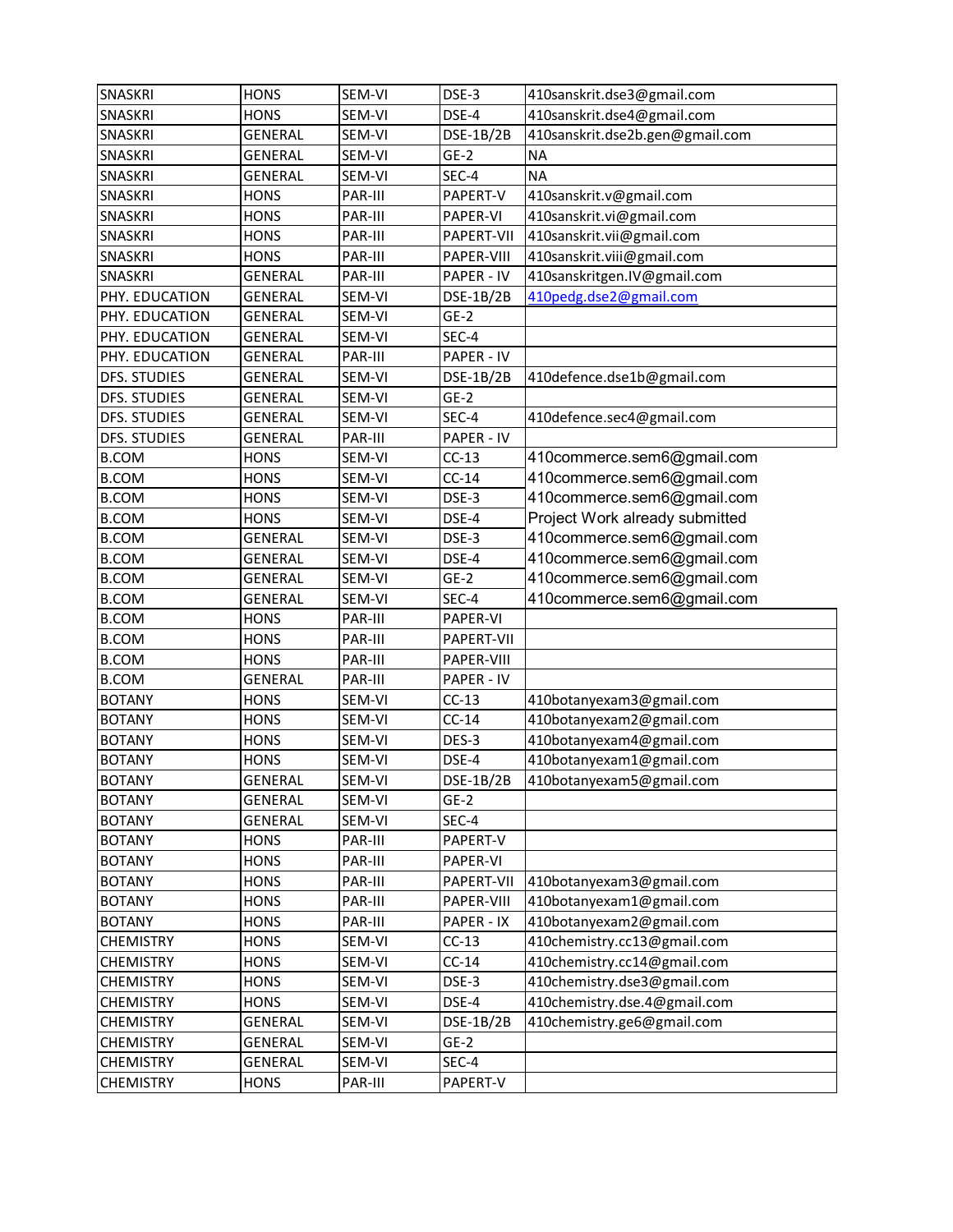| SNASKRI | HONS | SEM-VI | DSE-3 | 410sanskrit.dse3@gmail.com |
|---|---|---|---|---|
| SNASKRI | HONS | SEM-VI | DSE-4 | 410sanskrit.dse4@gmail.com |
| SNASKRI | GENERAL | SEM-VI | DSE-1B/2B | 410sanskrit.dse2b.gen@gmail.com |
| SNASKRI | GENERAL | SEM-VI | GE-2 | NA |
| SNASKRI | GENERAL | SEM-VI | SEC-4 | NA |
| SNASKRI | HONS | PAR-III | PAPERT-V | 410sanskrit.v@gmail.com |
| SNASKRI | HONS | PAR-III | PAPER-VI | 410sanskrit.vi@gmail.com |
| SNASKRI | HONS | PAR-III | PAPERT-VII | 410sanskrit.vii@gmail.com |
| SNASKRI | HONS | PAR-III | PAPER-VIII | 410sanskrit.viii@gmail.com |
| SNASKRI | GENERAL | PAR-III | PAPER - IV | 410sanskritgen.IV@gmail.com |
| PHY. EDUCATION | GENERAL | SEM-VI | DSE-1B/2B | 410pedg.dse2@gmail.com |
| PHY. EDUCATION | GENERAL | SEM-VI | GE-2 | |
| PHY. EDUCATION | GENERAL | SEM-VI | SEC-4 | |
| PHY. EDUCATION | GENERAL | PAR-III | PAPER - IV | |
| DFS. STUDIES | GENERAL | SEM-VI | DSE-1B/2B | 410defence.dse1b@gmail.com |
| DFS. STUDIES | GENERAL | SEM-VI | GE-2 | |
| DFS. STUDIES | GENERAL | SEM-VI | SEC-4 | 410defence.sec4@gmail.com |
| DFS. STUDIES | GENERAL | PAR-III | PAPER - IV | |
| B.COM | HONS | SEM-VI | CC-13 | 410commerce.sem6@gmail.com |
| B.COM | HONS | SEM-VI | CC-14 | 410commerce.sem6@gmail.com |
| B.COM | HONS | SEM-VI | DSE-3 | 410commerce.sem6@gmail.com |
| B.COM | HONS | SEM-VI | DSE-4 | Project Work already submitted |
| B.COM | GENERAL | SEM-VI | DSE-3 | 410commerce.sem6@gmail.com |
| B.COM | GENERAL | SEM-VI | DSE-4 | 410commerce.sem6@gmail.com |
| B.COM | GENERAL | SEM-VI | GE-2 | 410commerce.sem6@gmail.com |
| B.COM | GENERAL | SEM-VI | SEC-4 | 410commerce.sem6@gmail.com |
| B.COM | HONS | PAR-III | PAPER-VI | |
| B.COM | HONS | PAR-III | PAPERT-VII | |
| B.COM | HONS | PAR-III | PAPER-VIII | |
| B.COM | GENERAL | PAR-III | PAPER - IV | |
| BOTANY | HONS | SEM-VI | CC-13 | 410botanyexam3@gmail.com |
| BOTANY | HONS | SEM-VI | CC-14 | 410botanyexam2@gmail.com |
| BOTANY | HONS | SEM-VI | DES-3 | 410botanyexam4@gmail.com |
| BOTANY | HONS | SEM-VI | DSE-4 | 410botanyexam1@gmail.com |
| BOTANY | GENERAL | SEM-VI | DSE-1B/2B | 410botanyexam5@gmail.com |
| BOTANY | GENERAL | SEM-VI | GE-2 | |
| BOTANY | GENERAL | SEM-VI | SEC-4 | |
| BOTANY | HONS | PAR-III | PAPERT-V | |
| BOTANY | HONS | PAR-III | PAPER-VI | |
| BOTANY | HONS | PAR-III | PAPERT-VII | 410botanyexam3@gmail.com |
| BOTANY | HONS | PAR-III | PAPER-VIII | 410botanyexam1@gmail.com |
| BOTANY | HONS | PAR-III | PAPER - IX | 410botanyexam2@gmail.com |
| CHEMISTRY | HONS | SEM-VI | CC-13 | 410chemistry.cc13@gmail.com |
| CHEMISTRY | HONS | SEM-VI | CC-14 | 410chemistry.cc14@gmail.com |
| CHEMISTRY | HONS | SEM-VI | DSE-3 | 410chemistry.dse3@gmail.com |
| CHEMISTRY | HONS | SEM-VI | DSE-4 | 410chemistry.dse.4@gmail.com |
| CHEMISTRY | GENERAL | SEM-VI | DSE-1B/2B | 410chemistry.ge6@gmail.com |
| CHEMISTRY | GENERAL | SEM-VI | GE-2 | |
| CHEMISTRY | GENERAL | SEM-VI | SEC-4 | |
| CHEMISTRY | HONS | PAR-III | PAPERT-V | |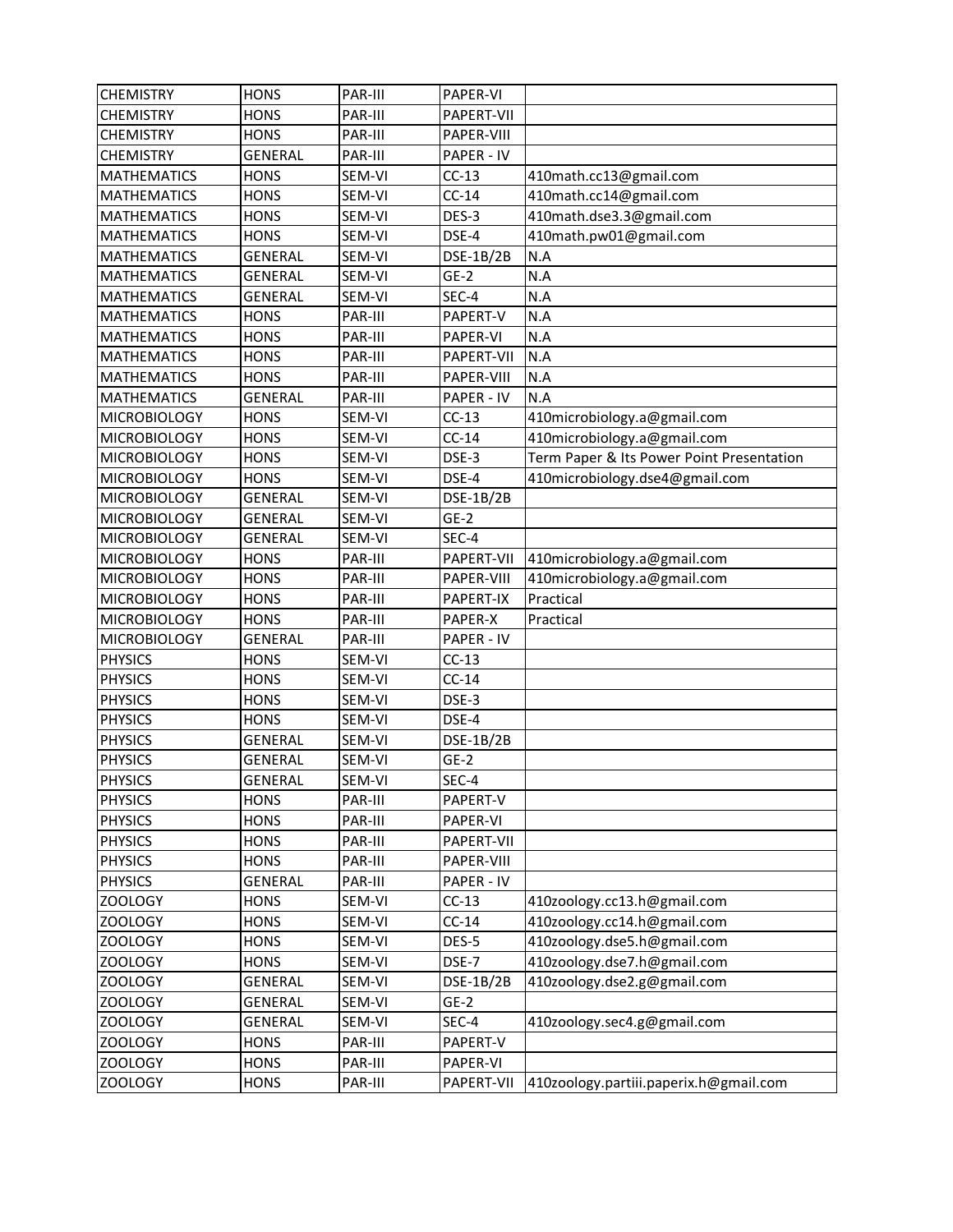| CHEMISTRY | HONS | PAR-III | PAPER-VI | |
|---|---|---|---|---|
| CHEMISTRY | HONS | PAR-III | PAPERT-VII | |
| CHEMISTRY | HONS | PAR-III | PAPER-VIII | |
| CHEMISTRY | GENERAL | PAR-III | PAPER - IV | |
| MATHEMATICS | HONS | SEM-VI | CC-13 | 410math.cc13@gmail.com |
| MATHEMATICS | HONS | SEM-VI | CC-14 | 410math.cc14@gmail.com |
| MATHEMATICS | HONS | SEM-VI | DES-3 | 410math.dse3.3@gmail.com |
| MATHEMATICS | HONS | SEM-VI | DSE-4 | 410math.pw01@gmail.com |
| MATHEMATICS | GENERAL | SEM-VI | DSE-1B/2B | N.A |
| MATHEMATICS | GENERAL | SEM-VI | GE-2 | N.A |
| MATHEMATICS | GENERAL | SEM-VI | SEC-4 | N.A |
| MATHEMATICS | HONS | PAR-III | PAPERT-V | N.A |
| MATHEMATICS | HONS | PAR-III | PAPER-VI | N.A |
| MATHEMATICS | HONS | PAR-III | PAPERT-VII | N.A |
| MATHEMATICS | HONS | PAR-III | PAPER-VIII | N.A |
| MATHEMATICS | GENERAL | PAR-III | PAPER - IV | N.A |
| MICROBIOLOGY | HONS | SEM-VI | CC-13 | 410microbiology.a@gmail.com |
| MICROBIOLOGY | HONS | SEM-VI | CC-14 | 410microbiology.a@gmail.com |
| MICROBIOLOGY | HONS | SEM-VI | DSE-3 | Term Paper & Its Power Point Presentation |
| MICROBIOLOGY | HONS | SEM-VI | DSE-4 | 410microbiology.dse4@gmail.com |
| MICROBIOLOGY | GENERAL | SEM-VI | DSE-1B/2B | |
| MICROBIOLOGY | GENERAL | SEM-VI | GE-2 | |
| MICROBIOLOGY | GENERAL | SEM-VI | SEC-4 | |
| MICROBIOLOGY | HONS | PAR-III | PAPERT-VII | 410microbiology.a@gmail.com |
| MICROBIOLOGY | HONS | PAR-III | PAPER-VIII | 410microbiology.a@gmail.com |
| MICROBIOLOGY | HONS | PAR-III | PAPERT-IX | Practical |
| MICROBIOLOGY | HONS | PAR-III | PAPER-X | Practical |
| MICROBIOLOGY | GENERAL | PAR-III | PAPER - IV | |
| PHYSICS | HONS | SEM-VI | CC-13 | |
| PHYSICS | HONS | SEM-VI | CC-14 | |
| PHYSICS | HONS | SEM-VI | DSE-3 | |
| PHYSICS | HONS | SEM-VI | DSE-4 | |
| PHYSICS | GENERAL | SEM-VI | DSE-1B/2B | |
| PHYSICS | GENERAL | SEM-VI | GE-2 | |
| PHYSICS | GENERAL | SEM-VI | SEC-4 | |
| PHYSICS | HONS | PAR-III | PAPERT-V | |
| PHYSICS | HONS | PAR-III | PAPER-VI | |
| PHYSICS | HONS | PAR-III | PAPERT-VII | |
| PHYSICS | HONS | PAR-III | PAPER-VIII | |
| PHYSICS | GENERAL | PAR-III | PAPER - IV | |
| ZOOLOGY | HONS | SEM-VI | CC-13 | 410zoology.cc13.h@gmail.com |
| ZOOLOGY | HONS | SEM-VI | CC-14 | 410zoology.cc14.h@gmail.com |
| ZOOLOGY | HONS | SEM-VI | DES-5 | 410zoology.dse5.h@gmail.com |
| ZOOLOGY | HONS | SEM-VI | DSE-7 | 410zoology.dse7.h@gmail.com |
| ZOOLOGY | GENERAL | SEM-VI | DSE-1B/2B | 410zoology.dse2.g@gmail.com |
| ZOOLOGY | GENERAL | SEM-VI | GE-2 | |
| ZOOLOGY | GENERAL | SEM-VI | SEC-4 | 410zoology.sec4.g@gmail.com |
| ZOOLOGY | HONS | PAR-III | PAPERT-V | |
| ZOOLOGY | HONS | PAR-III | PAPER-VI | |
| ZOOLOGY | HONS | PAR-III | PAPERT-VII | 410zoology.partiii.paperix.h@gmail.com |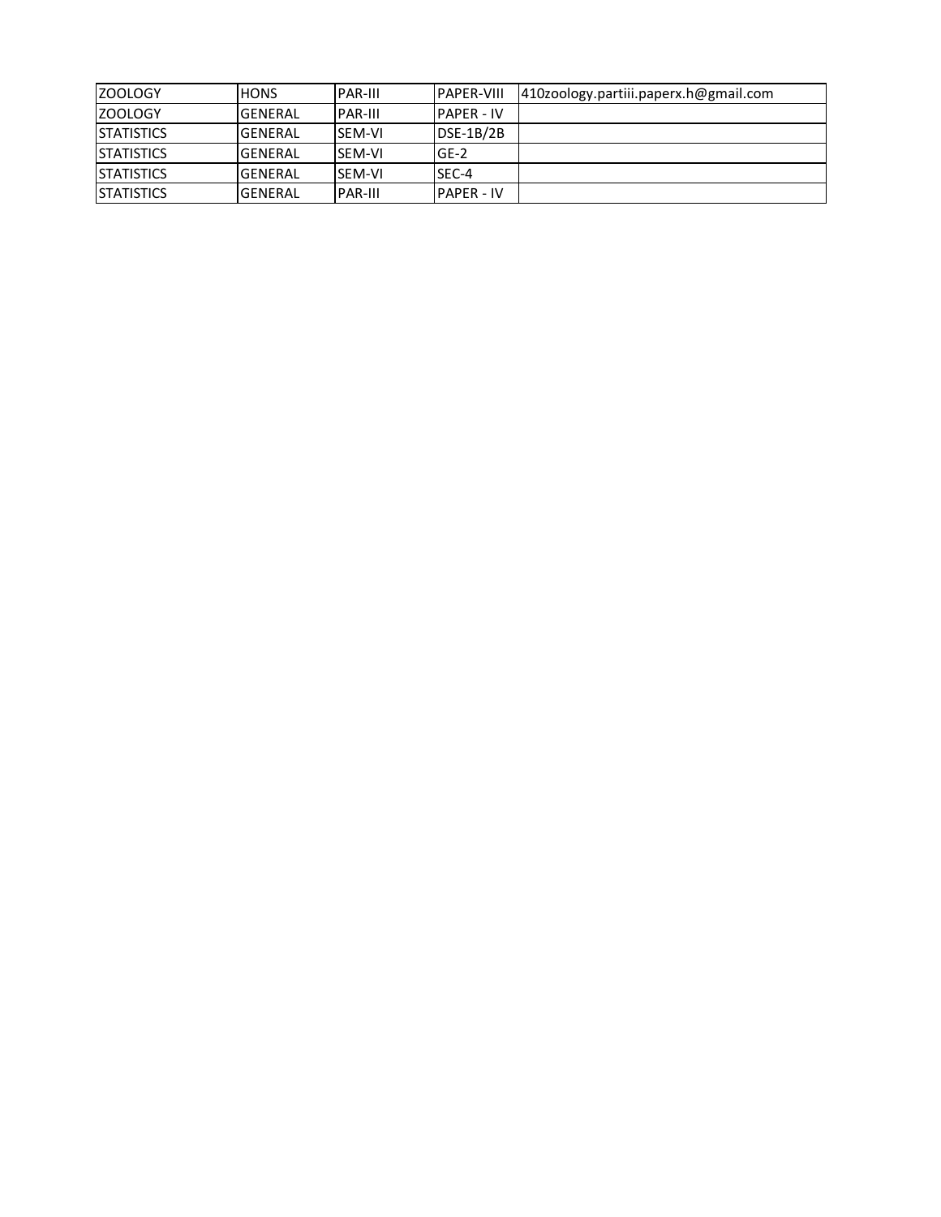| | | | | |
|---|---|---|---|---|
| ZOOLOGY | HONS | PAR-III | PAPER-VIII | 410zoology.partiii.paperx.h@gmail.com |
| ZOOLOGY | GENERAL | PAR-III | PAPER - IV | |
| STATISTICS | GENERAL | SEM-VI | DSE-1B/2B | |
| STATISTICS | GENERAL | SEM-VI | GE-2 | |
| STATISTICS | GENERAL | SEM-VI | SEC-4 | |
| STATISTICS | GENERAL | PAR-III | PAPER - IV | |